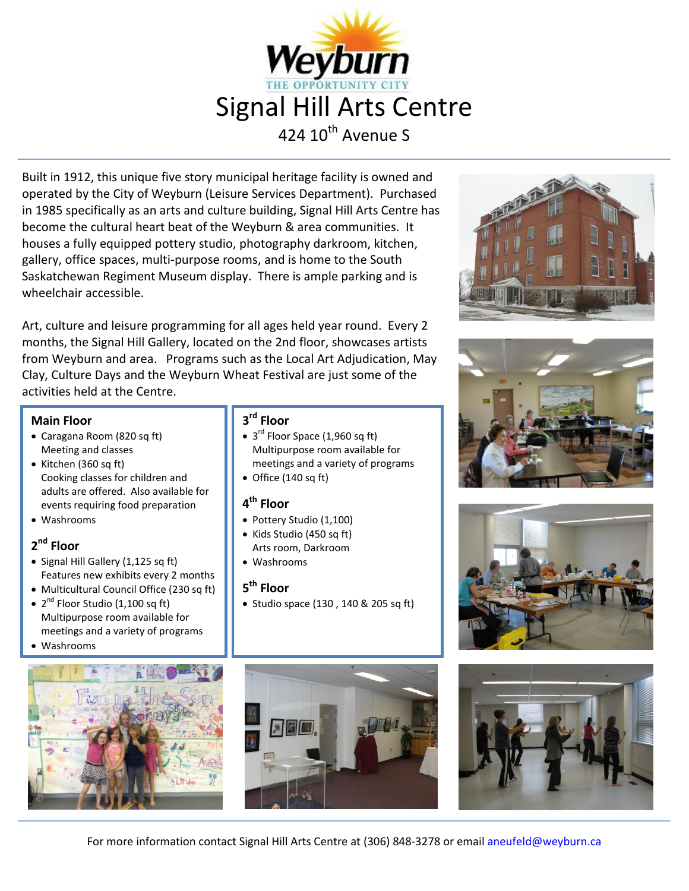# Signal Hill Arts Centre

424 10th Avenue S

Built in 1912, this unique five story municipal heritage facility is owned and operated by the City of Weyburn (Leisure Services Department). Purchased in 1985 specifically as an arts and culture building, Signal Hill Arts Centre has become the cultural heart beat of the Weyburn & area communities. It houses a fully equipped pottery studio, photography darkroom, kitchen, gallery, office spaces, multi-purpose rooms, and is home to the South Saskatchewan Regiment Museum display. There is ample parking and is wheelchair accessible.

Art, culture and leisure programming for all ages held year round. Every 2 months, the Signal Hill Gallery, located on the 2nd floor, showcases artists from Weyburn and area. Programs such as the Local Art Adjudication, May Clay, Culture Days and the Weyburn Wheat Festival are just some of the activities held at the Centre.

### Main Floor

- Caragana Room (820 sq ft)
  Meeting and classes
- Kitchen (360 sq ft)
  Cooking classes for children and adults are offered. Also available for events requiring food preparation
- Washrooms

### 2nd Floor

- Signal Hill Gallery (1,125 sq ft)
  Features new exhibits every 2 months
- Multicultural Council Office (230 sq ft)
- 2nd Floor Studio (1,100 sq ft)
  Multipurpose room available for meetings and a variety of programs
- Washrooms

### 3rd Floor

- 3rd Floor Space (1,960 sq ft)
  Multipurpose room available for meetings and a variety of programs
- Office (140 sq ft)

### 4th Floor

- Pottery Studio (1,100)
- Kids Studio (450 sq ft)
  Arts room, Darkroom
- Washrooms

### 5th Floor

- Studio space (130 , 140 & 205 sq ft)

For more information contact Signal Hill Arts Centre at (306) 848-3278 or email aneufeld@weyburn.ca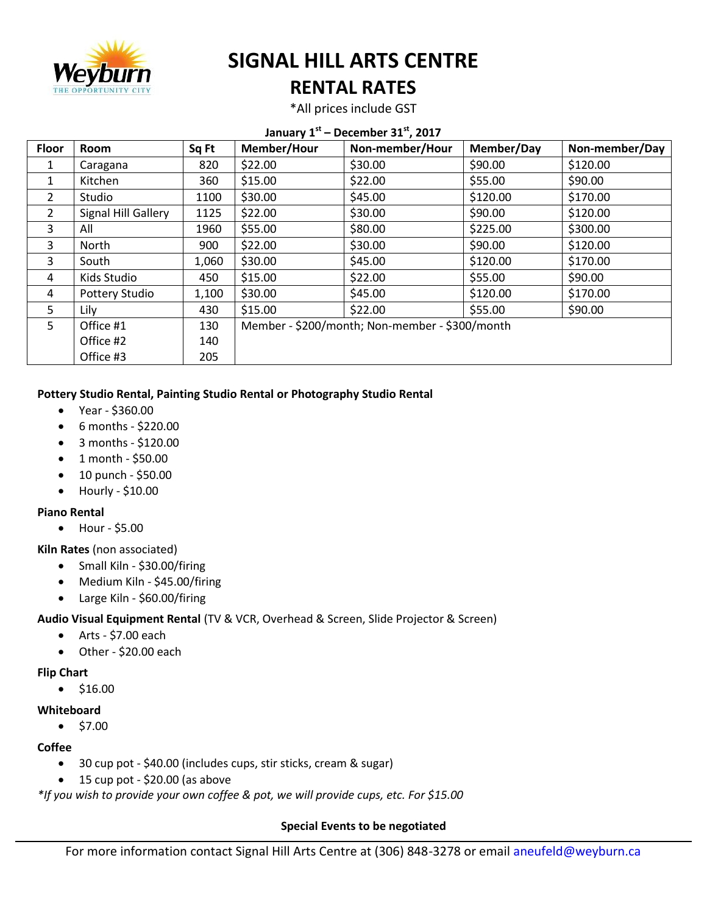# SIGNAL HILL ARTS CENTRE

## RENTAL RATES

*All prices include GST

**January 1st – December 31st, 2017**

| Floor | Room | Sq Ft | Member/Hour | Non-member/Hour | Member/Day | Non-member/Day |
|---|---|---|---|---|---|---|
| 1 | Caragana | 820 | $22.00 | $30.00 | $90.00 | $120.00 |
| 1 | Kitchen | 360 | $15.00 | $22.00 | $55.00 | $90.00 |
| 2 | Studio | 1100 | $30.00 | $45.00 | $120.00 | $170.00 |
| 2 | Signal Hill Gallery | 1125 | $22.00 | $30.00 | $90.00 | $120.00 |
| 3 | All | 1960 | $55.00 | $80.00 | $225.00 | $300.00 |
| 3 | North | 900 | $22.00 | $30.00 | $90.00 | $120.00 |
| 3 | South | 1,060 | $30.00 | $45.00 | $120.00 | $170.00 |
| 4 | Kids Studio | 450 | $15.00 | $22.00 | $55.00 | $90.00 |
| 4 | Pottery Studio | 1,100 | $30.00 | $45.00 | $120.00 | $170.00 |
| 5 | Lily | 430 | $15.00 | $22.00 | $55.00 | $90.00 |
| 5 | Office #1<br>Office #2<br>Office #3 | 130<br>140<br>205 | Member - $200/month; Non-member - $300/month | | | |

**Pottery Studio Rental, Painting Studio Rental or Photography Studio Rental**

- Year - $360.00
- 6 months - $220.00
- 3 months - $120.00
- 1 month - $50.00
- 10 punch - $50.00
- Hourly - $10.00

**Piano Rental**

- Hour - $5.00

**Kiln Rates** (non associated)

- Small Kiln - $30.00/firing
- Medium Kiln - $45.00/firing
- Large Kiln - $60.00/firing

**Audio Visual Equipment Rental** (TV & VCR, Overhead & Screen, Slide Projector & Screen)

- Arts - $7.00 each
- Other - $20.00 each

**Flip Chart**

- $16.00

**Whiteboard**

- $7.00

**Coffee**

- 30 cup pot - $40.00 (includes cups, stir sticks, cream & sugar)
- 15 cup pot - $20.00 (as above

*\*If you wish to provide your own coffee & pot, we will provide cups, etc. For $15.00*

**Special Events to be negotiated**

For more information contact Signal Hill Arts Centre at (306) 848-3278 or email aneufeld@weyburn.ca